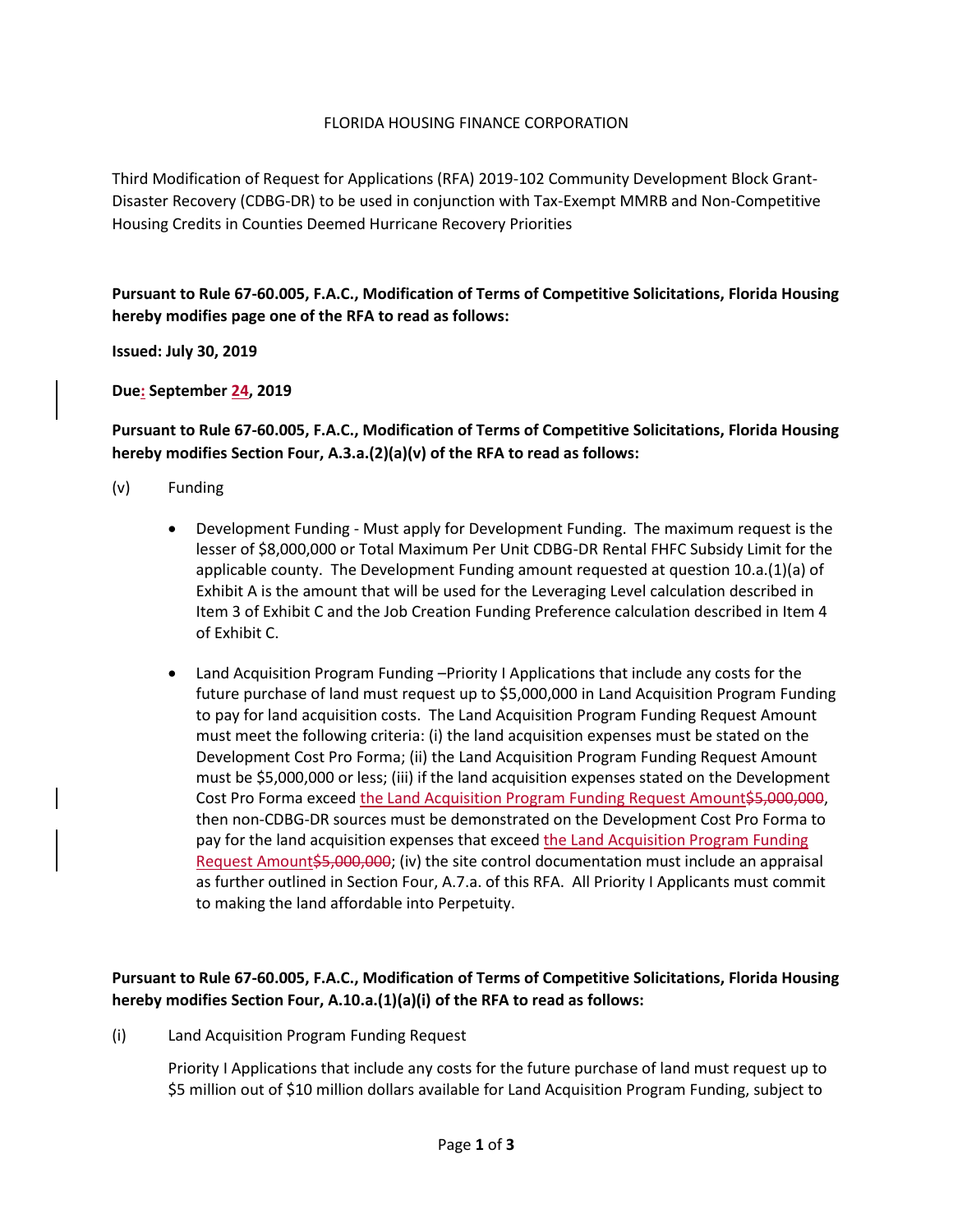FLORIDA HOUSING FINANCE CORPORATION

Third Modification of Request for Applications (RFA) 2019-102 Community Development Block Grant-Disaster Recovery (CDBG-DR) to be used in conjunction with Tax-Exempt MMRB and Non-Competitive Housing Credits in Counties Deemed Hurricane Recovery Priorities

**Pursuant to Rule 67-60.005, F.A.C., Modification of Terms of Competitive Solicitations, Florida Housing hereby modifies page one of the RFA to read as follows:**

**Issued: July 30, 2019**

**Due: September 24, 2019**

**Pursuant to Rule 67-60.005, F.A.C., Modification of Terms of Competitive Solicitations, Florida Housing hereby modifies Section Four, A.3.a.(2)(a)(v) of the RFA to read as follows:**

(v) Funding

- Development Funding - Must apply for Development Funding. The maximum request is the lesser of $8,000,000 or Total Maximum Per Unit CDBG-DR Rental FHFC Subsidy Limit for the applicable county. The Development Funding amount requested at question 10.a.(1)(a) of Exhibit A is the amount that will be used for the Leveraging Level calculation described in Item 3 of Exhibit C and the Job Creation Funding Preference calculation described in Item 4 of Exhibit C.

- Land Acquisition Program Funding –Priority I Applications that include any costs for the future purchase of land must request up to $5,000,000 in Land Acquisition Program Funding to pay for land acquisition costs. The Land Acquisition Program Funding Request Amount must meet the following criteria: (i) the land acquisition expenses must be stated on the Development Cost Pro Forma; (ii) the Land Acquisition Program Funding Request Amount must be $5,000,000 or less; (iii) if the land acquisition expenses stated on the Development Cost Pro Forma exceed the Land Acquisition Program Funding Request Amount~~$5,000,000~~, then non-CDBG-DR sources must be demonstrated on the Development Cost Pro Forma to pay for the land acquisition expenses that exceed the Land Acquisition Program Funding Request Amount~~$5,000,000~~; (iv) the site control documentation must include an appraisal as further outlined in Section Four, A.7.a. of this RFA. All Priority I Applicants must commit to making the land affordable into Perpetuity.

**Pursuant to Rule 67-60.005, F.A.C., Modification of Terms of Competitive Solicitations, Florida Housing hereby modifies Section Four, A.10.a.(1)(a)(i) of the RFA to read as follows:**

(i) Land Acquisition Program Funding Request

Priority I Applications that include any costs for the future purchase of land must request up to $5 million out of $10 million dollars available for Land Acquisition Program Funding, subject to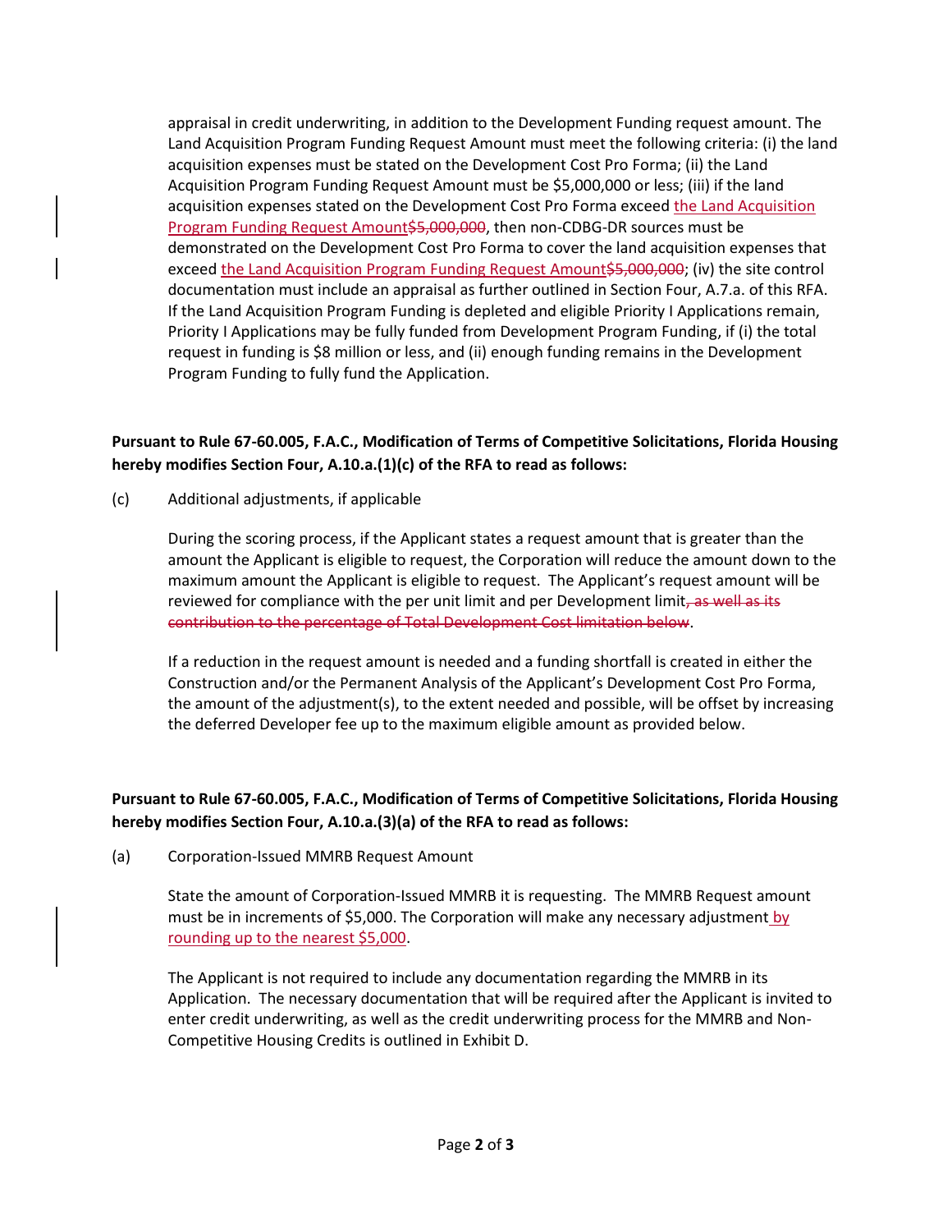appraisal in credit underwriting, in addition to the Development Funding request amount. The Land Acquisition Program Funding Request Amount must meet the following criteria: (i) the land acquisition expenses must be stated on the Development Cost Pro Forma; (ii) the Land Acquisition Program Funding Request Amount must be $5,000,000 or less; (iii) if the land acquisition expenses stated on the Development Cost Pro Forma exceed the Land Acquisition Program Funding Request Amount~~$5,000,000~~, then non-CDBG-DR sources must be demonstrated on the Development Cost Pro Forma to cover the land acquisition expenses that exceed the Land Acquisition Program Funding Request Amount~~$5,000,000~~; (iv) the site control documentation must include an appraisal as further outlined in Section Four, A.7.a. of this RFA. If the Land Acquisition Program Funding is depleted and eligible Priority I Applications remain, Priority I Applications may be fully funded from Development Program Funding, if (i) the total request in funding is $8 million or less, and (ii) enough funding remains in the Development Program Funding to fully fund the Application.

**Pursuant to Rule 67-60.005, F.A.C., Modification of Terms of Competitive Solicitations, Florida Housing hereby modifies Section Four, A.10.a.(1)(c) of the RFA to read as follows:**

(c) Additional adjustments, if applicable

During the scoring process, if the Applicant states a request amount that is greater than the amount the Applicant is eligible to request, the Corporation will reduce the amount down to the maximum amount the Applicant is eligible to request. The Applicant's request amount will be reviewed for compliance with the per unit limit and per Development limit~~, as well as its contribution to the percentage of Total Development Cost limitation below~~.

If a reduction in the request amount is needed and a funding shortfall is created in either the Construction and/or the Permanent Analysis of the Applicant's Development Cost Pro Forma, the amount of the adjustment(s), to the extent needed and possible, will be offset by increasing the deferred Developer fee up to the maximum eligible amount as provided below.

**Pursuant to Rule 67-60.005, F.A.C., Modification of Terms of Competitive Solicitations, Florida Housing hereby modifies Section Four, A.10.a.(3)(a) of the RFA to read as follows:**

(a) Corporation-Issued MMRB Request Amount

State the amount of Corporation-Issued MMRB it is requesting. The MMRB Request amount must be in increments of $5,000. The Corporation will make any necessary adjustment by rounding up to the nearest $5,000.

The Applicant is not required to include any documentation regarding the MMRB in its Application. The necessary documentation that will be required after the Applicant is invited to enter credit underwriting, as well as the credit underwriting process for the MMRB and Non-Competitive Housing Credits is outlined in Exhibit D.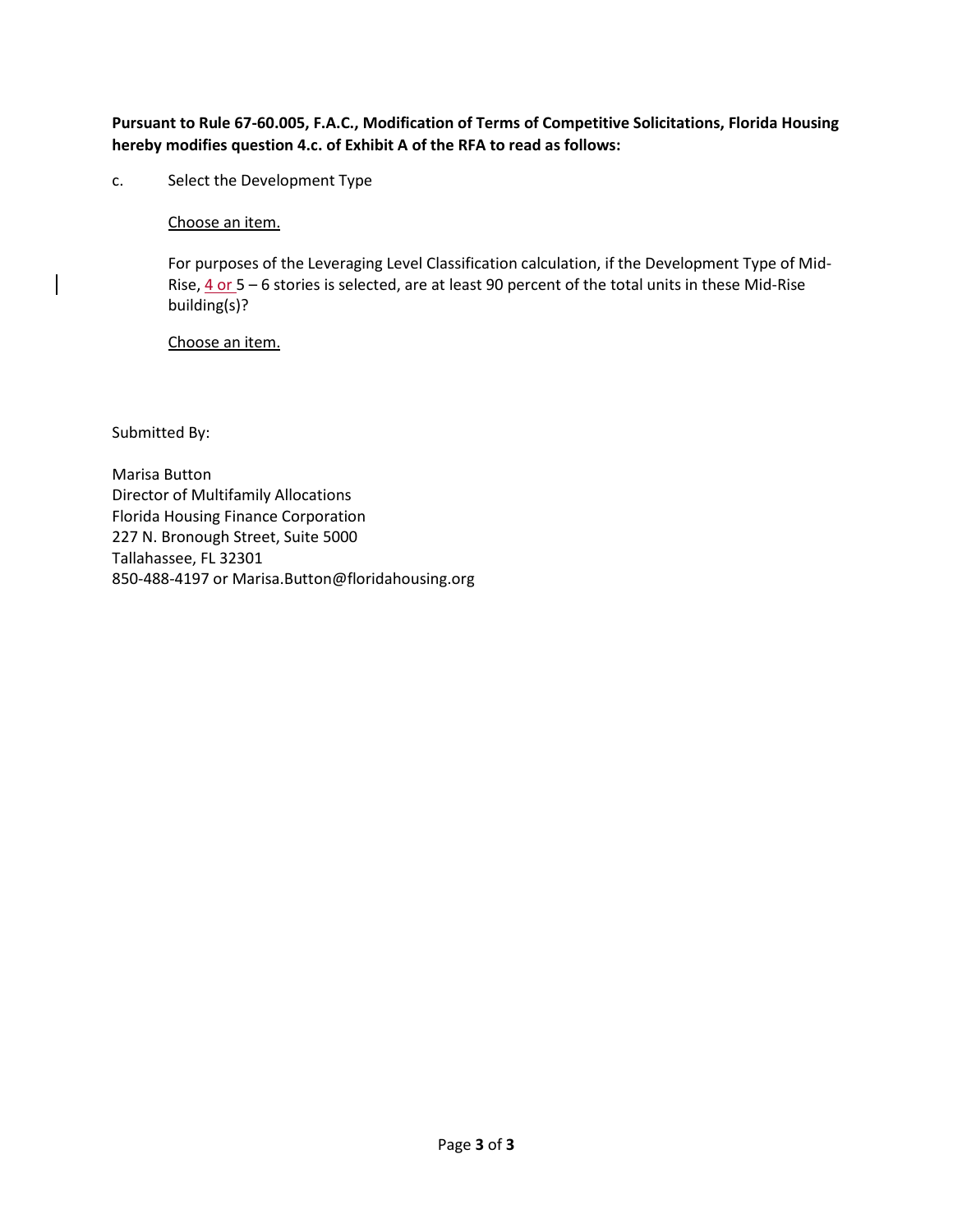**Pursuant to Rule 67-60.005, F.A.C., Modification of Terms of Competitive Solicitations, Florida Housing hereby modifies question 4.c. of Exhibit A of the RFA to read as follows:**

c. Select the Development Type

Choose an item.

For purposes of the Leveraging Level Classification calculation, if the Development Type of Mid-Rise, 4 or 5 – 6 stories is selected, are at least 90 percent of the total units in these Mid-Rise building(s)?

Choose an item.

Submitted By:

Marisa Button
Director of Multifamily Allocations
Florida Housing Finance Corporation
227 N. Bronough Street, Suite 5000
Tallahassee, FL 32301
850-488-4197 or Marisa.Button@floridahousing.org